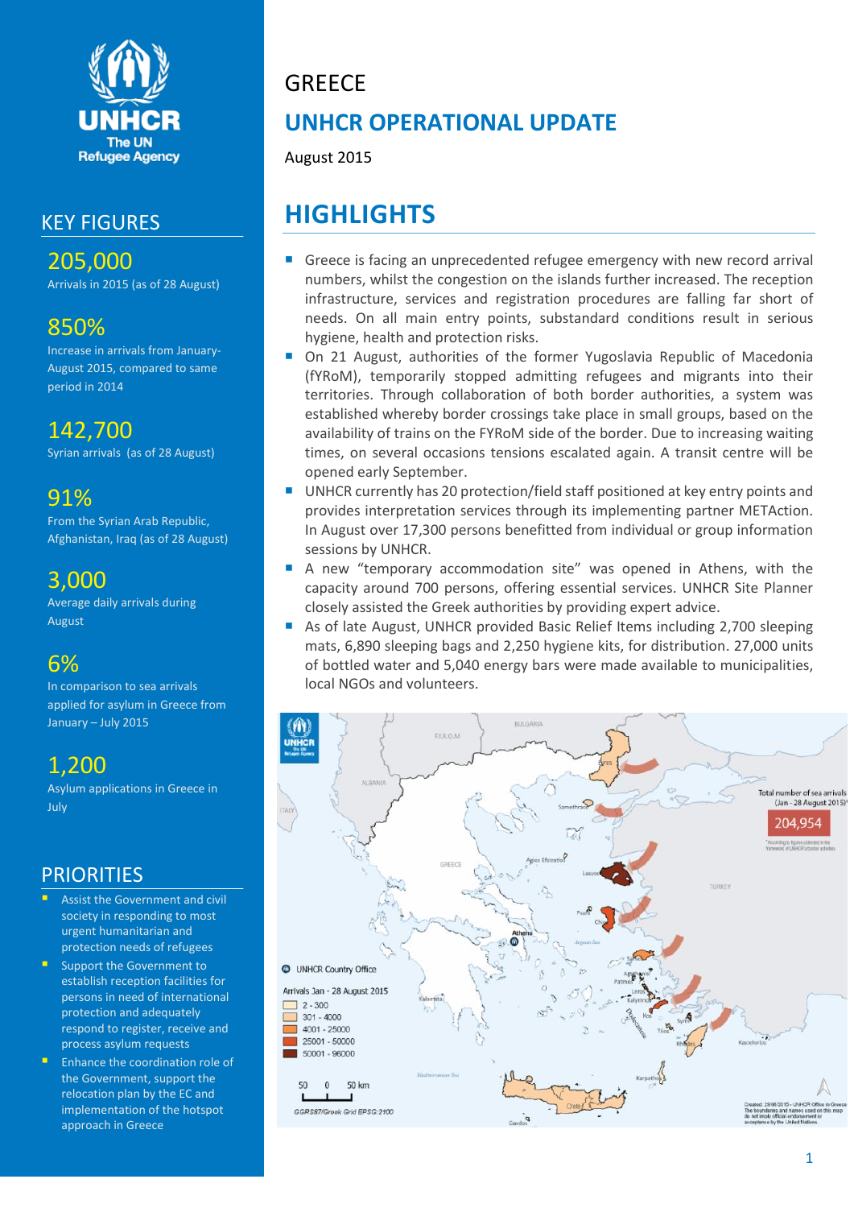UNHCR
The UN Refugee Agency

# GREECE

## UNHCR OPERATIONAL UPDATE

August 2015

## KEY FIGURES

**205,000**
Arrivals in 2015 (as of 28 August)

**850%**
Increase in arrivals from January-August 2015, compared to same period in 2014

**142,700**
Syrian arrivals (as of 28 August)

**91%**
From the Syrian Arab Republic, Afghanistan, Iraq (as of 28 August)

**3,000**
Average daily arrivals during August

**6%**
In comparison to sea arrivals applied for asylum in Greece from January – July 2015

**1,200**
Asylum applications in Greece in July

## PRIORITIES

- Assist the Government and civil society in responding to most urgent humanitarian and protection needs of refugees
- Support the Government to establish reception facilities for persons in need of international protection and adequately respond to register, receive and process asylum requests
- Enhance the coordination role of the Government, support the relocation plan by the EC and implementation of the hotspot approach in Greece

## HIGHLIGHTS

- Greece is facing an unprecedented refugee emergency with new record arrival numbers, whilst the congestion on the islands further increased. The reception infrastructure, services and registration procedures are falling far short of needs. On all main entry points, substandard conditions result in serious hygiene, health and protection risks.
- On 21 August, authorities of the former Yugoslavia Republic of Macedonia (fYRoM), temporarily stopped admitting refugees and migrants into their territories. Through collaboration of both border authorities, a system was established whereby border crossings take place in small groups, based on the availability of trains on the FYRoM side of the border. Due to increasing waiting times, on several occasions tensions escalated again. A transit centre will be opened early September.
- UNHCR currently has 20 protection/field staff positioned at key entry points and provides interpretation services through its implementing partner METAction. In August over 17,300 persons benefitted from individual or group information sessions by UNHCR.
- A new "temporary accommodation site" was opened in Athens, with the capacity around 700 persons, offering essential services. UNHCR Site Planner closely assisted the Greek authorities by providing expert advice.
- As of late August, UNHCR provided Basic Relief Items including 2,700 sleeping mats, 6,890 sleeping bags and 2,250 hygiene kits, for distribution. 27,000 units of bottled water and 5,040 energy bars were made available to municipalities, local NGOs and volunteers.

Total number of sea arrivals (Jan – 28 August 2015)*: 204,954

*According to figures collected in the framework of UNHCR's border activities

UNHCR Country Office

Arrivals Jan - 28 August 2015

- 2 - 300
- 301 - 4000
- 4001 - 25000
- 25001 - 50000
- 50001 - 96000

50 0 50 km

GGRS87/Greek Grid EPSG:2100

Created: 29/08/2015 - UNHCR Office in Greece. The boundaries and names used on this map do not imply official endorsement or acceptance by the United Nations.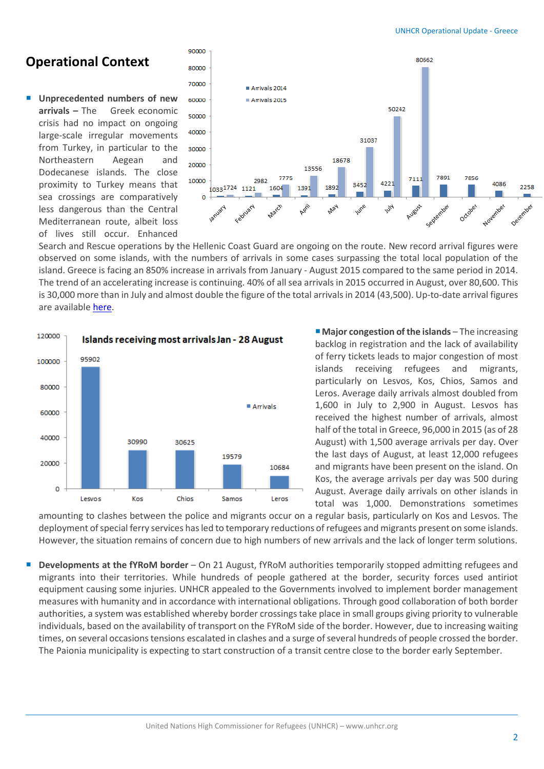## Operational Context

- **Unprecedented numbers of new arrivals –** The Greek economic crisis had no impact on ongoing large-scale irregular movements from Turkey, in particular to the Northeastern Aegean and Dodecanese islands. The close proximity to Turkey means that sea crossings are comparatively less dangerous than the Central Mediterranean route, albeit loss of lives still occur. Enhanced Search and Rescue operations by the Hellenic Coast Guard are ongoing on the route. New record arrival figures were observed on some islands, with the numbers of arrivals in some cases surpassing the total local population of the island. Greece is facing an 850% increase in arrivals from January - August 2015 compared to the same period in 2014. The trend of an accelerating increase is continuing. 40% of all sea arrivals in 2015 occurred in August, over 80,600. This is 30,000 more than in July and almost double the figure of the total arrivals in 2014 (43,500). Up-to-date arrival figures are available here.

| Month | Arrivals 2014 | Arrivals 2015 |
|---|---|---|
| January | 1033 | 1724 |
| February | 1121 | 2982 |
| March | 1604 | 7775 |
| April | 1391 | 13556 |
| May | 1892 | 18678 |
| June | 3452 | 31037 |
| July | 4221 | 50242 |
| August | 7111 | 80662 |
| September | 7891 | |
| October | 7856 | |
| November | 4086 | |
| December | 2258 | |

**Islands receiving most arrivals Jan - 28 August**

| Island | Arrivals |
|---|---|
| Lesvos | 95902 |
| Kos | 30990 |
| Chios | 30625 |
| Samos | 19579 |
| Leros | 10684 |

- **Major congestion of the islands –** The increasing backlog in registration and the lack of availability of ferry tickets leads to major congestion of most islands receiving refugees and migrants, particularly on Lesvos, Kos, Chios, Samos and Leros. Average daily arrivals almost doubled from 1,600 in July to 2,900 in August. Lesvos has received the highest number of arrivals, almost half of the total in Greece, 96,000 in 2015 (as of 28 August) with 1,500 average arrivals per day. Over the last days of August, at least 12,000 refugees and migrants have been present on the island. On Kos, the average arrivals per day was 500 during August. Average daily arrivals on other islands in total was 1,000. Demonstrations sometimes amounting to clashes between the police and migrants occur on a regular basis, particularly on Kos and Lesvos. The deployment of special ferry services has led to temporary reductions of refugees and migrants present on some islands. However, the situation remains of concern due to high numbers of new arrivals and the lack of longer term solutions.

- **Developments at the fYRoM border –** On 21 August, fYRoM authorities temporarily stopped admitting refugees and migrants into their territories. While hundreds of people gathered at the border, security forces used antiriot equipment causing some injuries. UNHCR appealed to the Governments involved to implement border management measures with humanity and in accordance with international obligations. Through good collaboration of both border authorities, a system was established whereby border crossings take place in small groups giving priority to vulnerable individuals, based on the availability of transport on the FYRoM side of the border. However, due to increasing waiting times, on several occasions tensions escalated in clashes and a surge of several hundreds of people crossed the border. The Paionia municipality is expecting to start construction of a transit centre close to the border early September.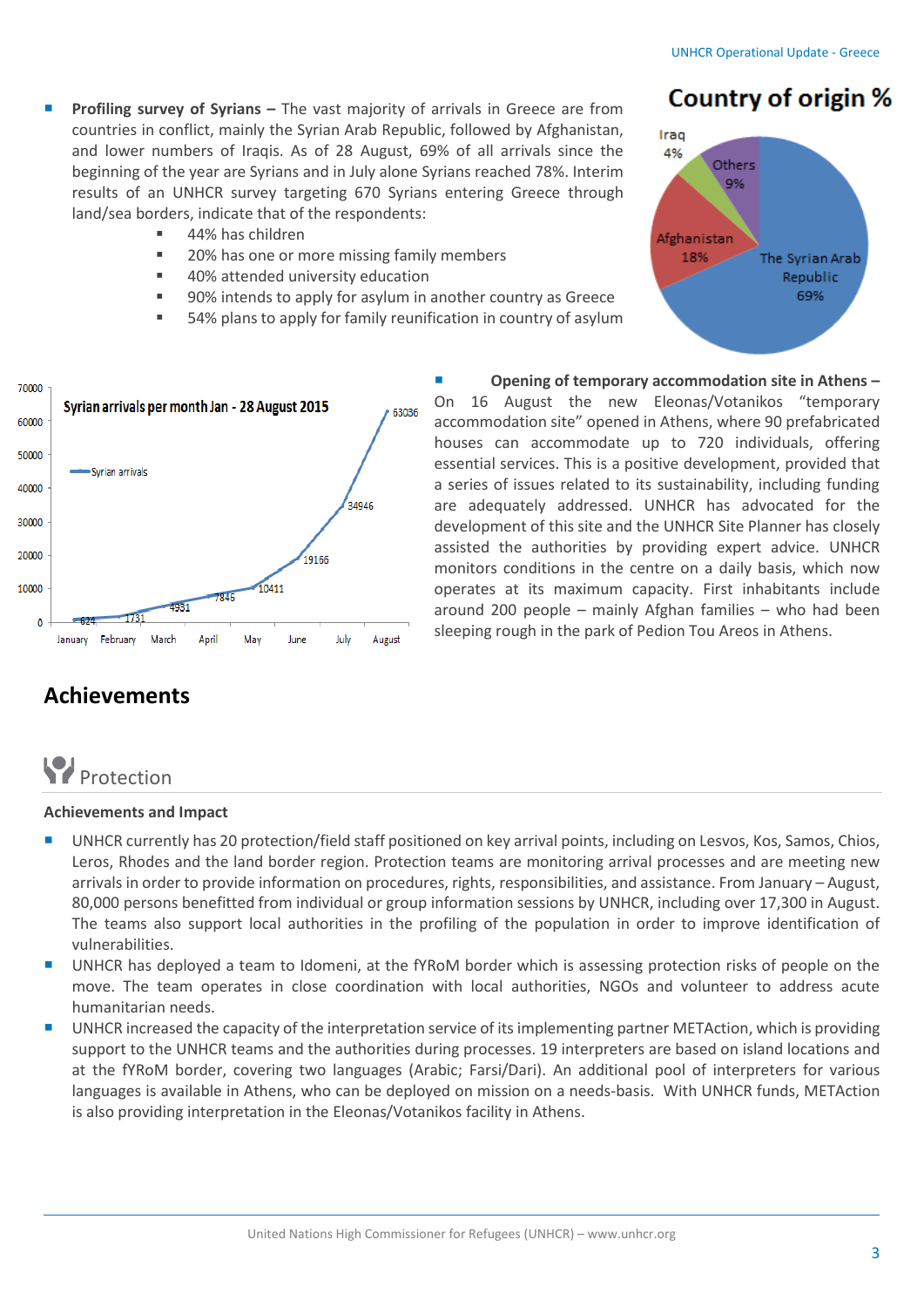- **Profiling survey of Syrians –** The vast majority of arrivals in Greece are from countries in conflict, mainly the Syrian Arab Republic, followed by Afghanistan, and lower numbers of Iraqis. As of 28 August, 69% of all arrivals since the beginning of the year are Syrians and in July alone Syrians reached 78%. Interim results of an UNHCR survey targeting 670 Syrians entering Greece through land/sea borders, indicate that of the respondents:
  - 44% has children
  - 20% has one or more missing family members
  - 40% attended university education
  - 90% intends to apply for asylum in another country as Greece
  - 54% plans to apply for family reunification in country of asylum

**Country of origin %**

| Country | % |
|---|---|
| The Syrian Arab Republic | 69% |
| Afghanistan | 18% |
| Others | 9% |
| Iraq | 4% |

**Syrian arrivals per month Jan - 28 August 2015**

| Month | Syrian arrivals |
|---|---|
| January | 624 |
| February | 1731 |
| March | 4931 |
| April | 7846 |
| May | 10411 |
| June | 19166 |
| July | 34946 |
| August | 63036 |

- **Opening of temporary accommodation site in Athens –** On 16 August the new Eleonas/Votanikos "temporary accommodation site" opened in Athens, where 90 prefabricated houses can accommodate up to 720 individuals, offering essential services. This is a positive development, provided that a series of issues related to its sustainability, including funding are adequately addressed. UNHCR has advocated for the development of this site and the UNHCR Site Planner has closely assisted the authorities by providing expert advice. UNHCR monitors conditions in the centre on a daily basis, which now operates at its maximum capacity. First inhabitants include around 200 people – mainly Afghan families – who had been sleeping rough in the park of Pedion Tou Areos in Athens.

## Achievements

### Protection

**Achievements and Impact**

- UNHCR currently has 20 protection/field staff positioned on key arrival points, including on Lesvos, Kos, Samos, Chios, Leros, Rhodes and the land border region. Protection teams are monitoring arrival processes and are meeting new arrivals in order to provide information on procedures, rights, responsibilities, and assistance. From January – August, 80,000 persons benefitted from individual or group information sessions by UNHCR, including over 17,300 in August. The teams also support local authorities in the profiling of the population in order to improve identification of vulnerabilities.
- UNHCR has deployed a team to Idomeni, at the fYRoM border which is assessing protection risks of people on the move. The team operates in close coordination with local authorities, NGOs and volunteer to address acute humanitarian needs.
- UNHCR increased the capacity of the interpretation service of its implementing partner METAction, which is providing support to the UNHCR teams and the authorities during processes. 19 interpreters are based on island locations and at the fYRoM border, covering two languages (Arabic; Farsi/Dari). An additional pool of interpreters for various languages is available in Athens, who can be deployed on mission on a needs-basis. With UNHCR funds, METAction is also providing interpretation in the Eleonas/Votanikos facility in Athens.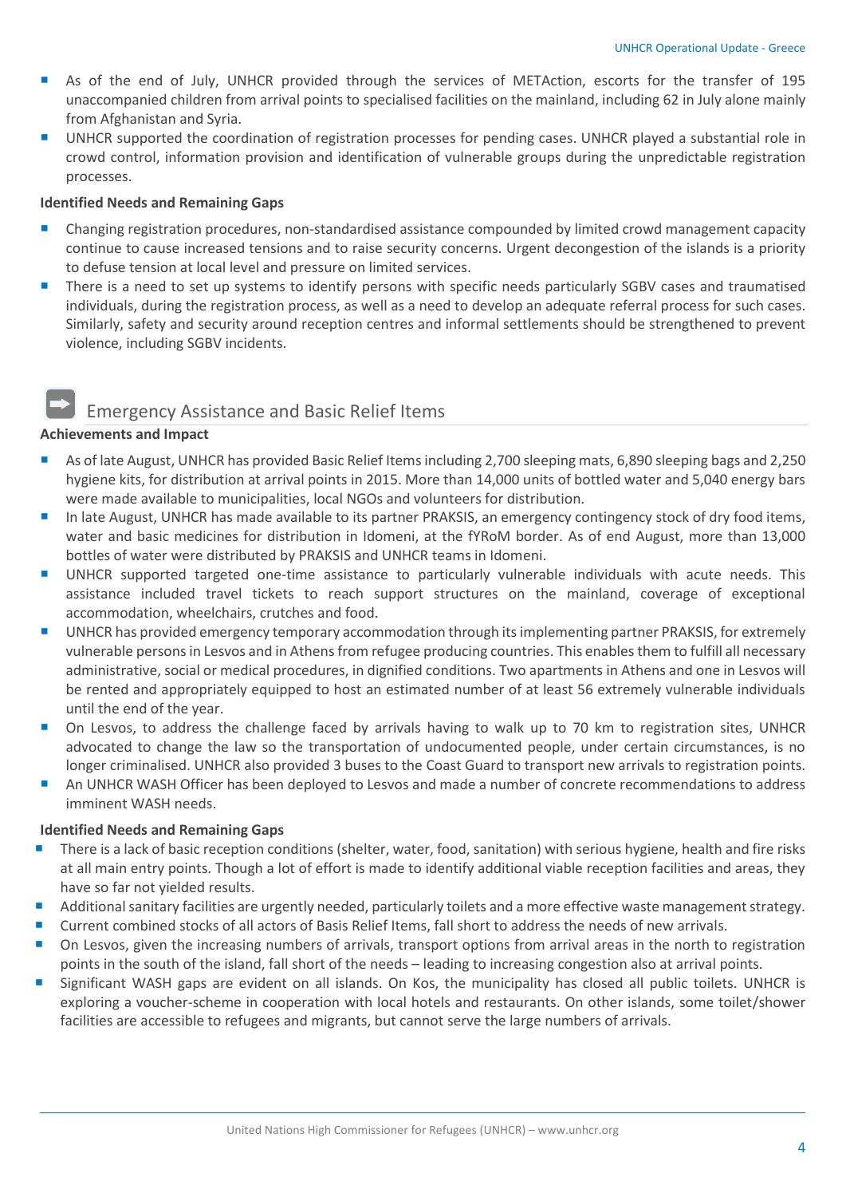- As of the end of July, UNHCR provided through the services of METAction, escorts for the transfer of 195 unaccompanied children from arrival points to specialised facilities on the mainland, including 62 in July alone mainly from Afghanistan and Syria.
- UNHCR supported the coordination of registration processes for pending cases. UNHCR played a substantial role in crowd control, information provision and identification of vulnerable groups during the unpredictable registration processes.

**Identified Needs and Remaining Gaps**

- Changing registration procedures, non-standardised assistance compounded by limited crowd management capacity continue to cause increased tensions and to raise security concerns. Urgent decongestion of the islands is a priority to defuse tension at local level and pressure on limited services.
- There is a need to set up systems to identify persons with specific needs particularly SGBV cases and traumatised individuals, during the registration process, as well as a need to develop an adequate referral process for such cases. Similarly, safety and security around reception centres and informal settlements should be strengthened to prevent violence, including SGBV incidents.

## Emergency Assistance and Basic Relief Items

**Achievements and Impact**

- As of late August, UNHCR has provided Basic Relief Items including 2,700 sleeping mats, 6,890 sleeping bags and 2,250 hygiene kits, for distribution at arrival points in 2015. More than 14,000 units of bottled water and 5,040 energy bars were made available to municipalities, local NGOs and volunteers for distribution.
- In late August, UNHCR has made available to its partner PRAKSIS, an emergency contingency stock of dry food items, water and basic medicines for distribution in Idomeni, at the fYRoM border. As of end August, more than 13,000 bottles of water were distributed by PRAKSIS and UNHCR teams in Idomeni.
- UNHCR supported targeted one-time assistance to particularly vulnerable individuals with acute needs. This assistance included travel tickets to reach support structures on the mainland, coverage of exceptional accommodation, wheelchairs, crutches and food.
- UNHCR has provided emergency temporary accommodation through its implementing partner PRAKSIS, for extremely vulnerable persons in Lesvos and in Athens from refugee producing countries. This enables them to fulfill all necessary administrative, social or medical procedures, in dignified conditions. Two apartments in Athens and one in Lesvos will be rented and appropriately equipped to host an estimated number of at least 56 extremely vulnerable individuals until the end of the year.
- On Lesvos, to address the challenge faced by arrivals having to walk up to 70 km to registration sites, UNHCR advocated to change the law so the transportation of undocumented people, under certain circumstances, is no longer criminalised. UNHCR also provided 3 buses to the Coast Guard to transport new arrivals to registration points.
- An UNHCR WASH Officer has been deployed to Lesvos and made a number of concrete recommendations to address imminent WASH needs.

**Identified Needs and Remaining Gaps**

- There is a lack of basic reception conditions (shelter, water, food, sanitation) with serious hygiene, health and fire risks at all main entry points. Though a lot of effort is made to identify additional viable reception facilities and areas, they have so far not yielded results.
- Additional sanitary facilities are urgently needed, particularly toilets and a more effective waste management strategy.
- Current combined stocks of all actors of Basis Relief Items, fall short to address the needs of new arrivals.
- On Lesvos, given the increasing numbers of arrivals, transport options from arrival areas in the north to registration points in the south of the island, fall short of the needs – leading to increasing congestion also at arrival points.
- Significant WASH gaps are evident on all islands. On Kos, the municipality has closed all public toilets. UNHCR is exploring a voucher-scheme in cooperation with local hotels and restaurants. On other islands, some toilet/shower facilities are accessible to refugees and migrants, but cannot serve the large numbers of arrivals.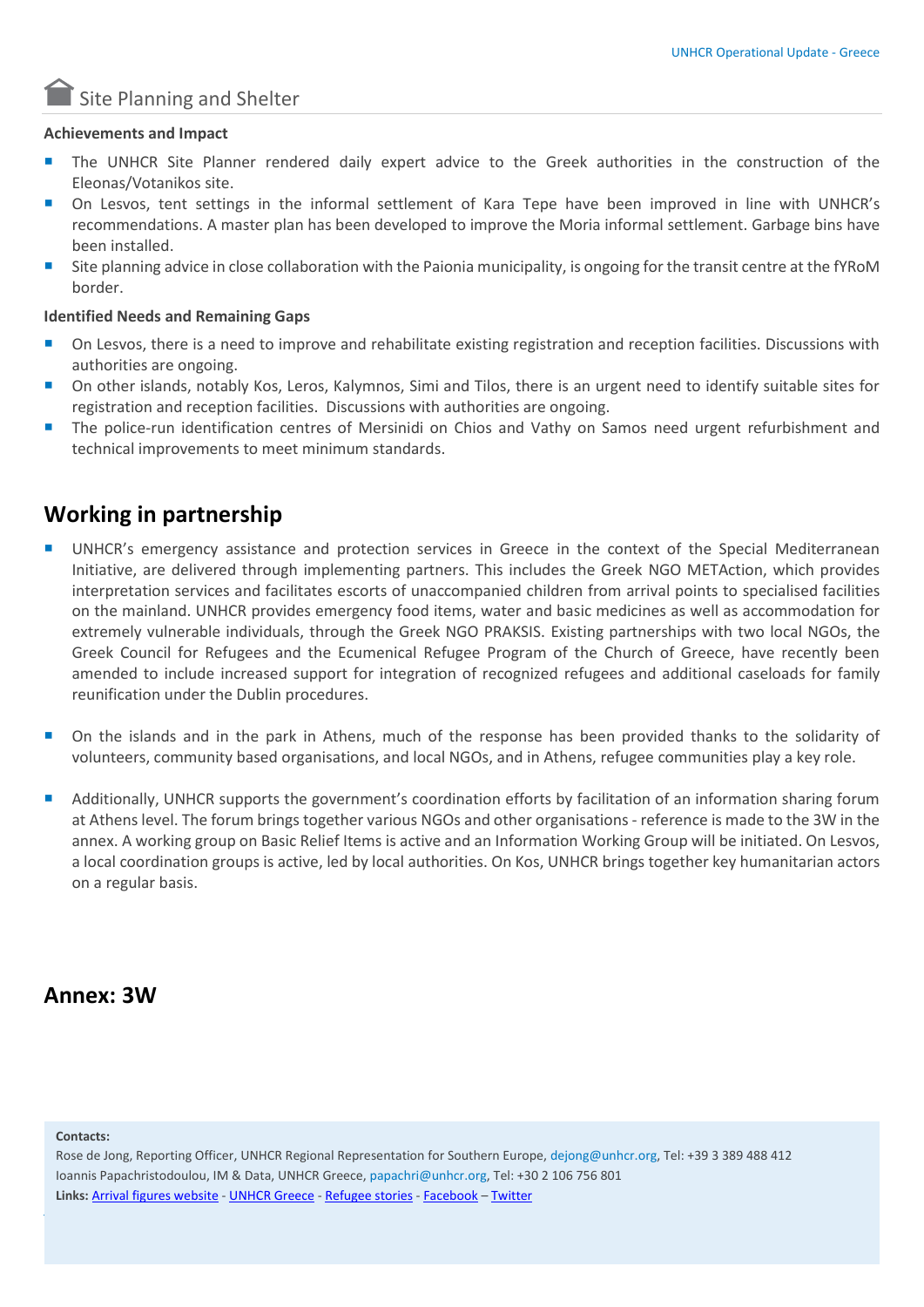## Site Planning and Shelter

**Achievements and Impact**

- The UNHCR Site Planner rendered daily expert advice to the Greek authorities in the construction of the Eleonas/Votanikos site.
- On Lesvos, tent settings in the informal settlement of Kara Tepe have been improved in line with UNHCR's recommendations. A master plan has been developed to improve the Moria informal settlement. Garbage bins have been installed.
- Site planning advice in close collaboration with the Paionia municipality, is ongoing for the transit centre at the fYRoM border.

**Identified Needs and Remaining Gaps**

- On Lesvos, there is a need to improve and rehabilitate existing registration and reception facilities. Discussions with authorities are ongoing.
- On other islands, notably Kos, Leros, Kalymnos, Simi and Tilos, there is an urgent need to identify suitable sites for registration and reception facilities. Discussions with authorities are ongoing.
- The police-run identification centres of Mersinidi on Chios and Vathy on Samos need urgent refurbishment and technical improvements to meet minimum standards.

# Working in partnership

- UNHCR's emergency assistance and protection services in Greece in the context of the Special Mediterranean Initiative, are delivered through implementing partners. This includes the Greek NGO METAction, which provides interpretation services and facilitates escorts of unaccompanied children from arrival points to specialised facilities on the mainland. UNHCR provides emergency food items, water and basic medicines as well as accommodation for extremely vulnerable individuals, through the Greek NGO PRAKSIS. Existing partnerships with two local NGOs, the Greek Council for Refugees and the Ecumenical Refugee Program of the Church of Greece, have recently been amended to include increased support for integration of recognized refugees and additional caseloads for family reunification under the Dublin procedures.

- On the islands and in the park in Athens, much of the response has been provided thanks to the solidarity of volunteers, community based organisations, and local NGOs, and in Athens, refugee communities play a key role.

- Additionally, UNHCR supports the government's coordination efforts by facilitation of an information sharing forum at Athens level. The forum brings together various NGOs and other organisations - reference is made to the 3W in the annex. A working group on Basic Relief Items is active and an Information Working Group will be initiated. On Lesvos, a local coordination groups is active, led by local authorities. On Kos, UNHCR brings together key humanitarian actors on a regular basis.

# Annex: 3W

**Contacts:**
Rose de Jong, Reporting Officer, UNHCR Regional Representation for Southern Europe, dejong@unhcr.org, Tel: +39 3 389 488 412
Ioannis Papachristodoulou, IM & Data, UNHCR Greece, papachri@unhcr.org, Tel: +30 2 106 756 801
**Links:** Arrival figures website - UNHCR Greece - Refugee stories - Facebook – Twitter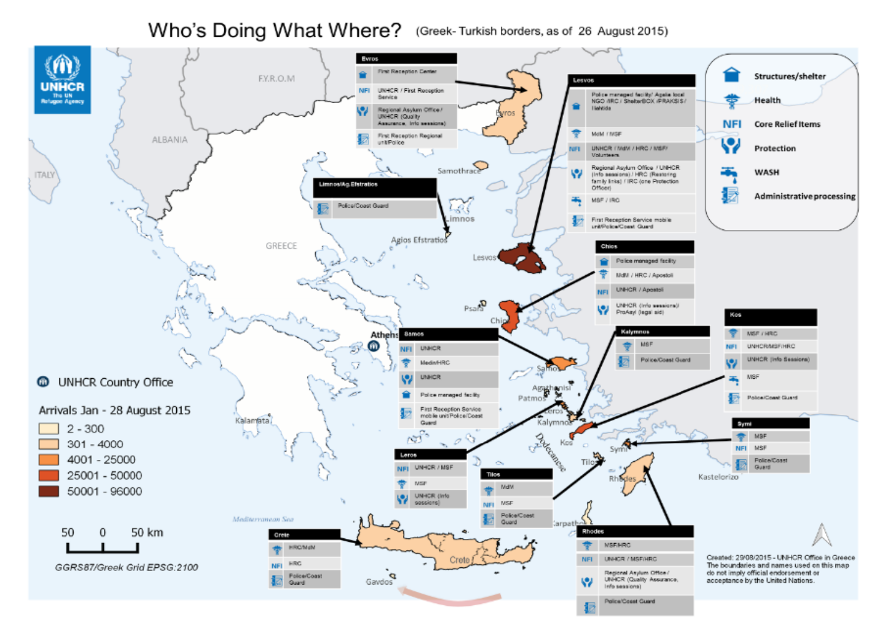# Who's Doing What Where? (Greek- Turkish borders, as of 26 August 2015)

UNHCR The UN Refugee Agency

**Evros**
- Structures/shelter: First Reception Center
- NFI: UNHCR / First Reception Service
- Protection: Regional Asylum Office / UNHCR (Quality Assurance, Info sessions)
- Administrative processing: First Reception Regional unit/Police

**Limnos/Ag.Efstratios**
- Administrative processing: Police/Coast Guard

**Lesvos**
- Structures/shelter: Police managed facility/ Agalia local NGO /IRC / ShelterBOX /PRAKSIS / Iliahtida
- Health: MdM / MSF
- NFI: UNHCR / MdM / HRC / MSF/ Volunteers
- Protection: Regional Asylum Office / UNHCR (info sessions) / HRC (Restoring family links) / IRC (one Protection Officer)
- WASH: MSF / IRC
- Administrative processing: First Reception Service mobile unit/Police/Coast Guard

**Chios**
- Structures/shelter: Police managed facility
- Health: MdM / HRC / Apostoli
- NFI: UNHCR / Apostoli
- Protection: UNHCR (info sessions)/ ProAsyl (legal aid)

**Samos**
- NFI: UNHCR
- Health: Medin/HRC
- Protection: UNHCR
- Structures/shelter: Police managed facility
- Administrative processing: First Reception Service mobile unit/Police/Coast Guard

**Kalymnos**
- Health: MSF
- Administrative processing: Police/Coast Guard

**Kos**
- Health: MSF / HRC
- NFI: UNHCR/MSF/HRC
- Protection: UNHCR (Info Sessions)
- WASH: MSF
- Administrative processing: Police/Coast Guard

**Symi**
- Health: MSF
- NFI: MSF
- Administrative processing: Police/Coast Guard

**Leros**
- NFI: UNHCR / MSF
- Health: MSF
- Protection: UNHCR (info sessions)

**Tilos**
- Health: MdM
- NFI: MSF
- Administrative processing: Police/Coast Guard

**Crete**
- Health: HRC/MdM
- NFI: HRC
- Administrative processing: Police/Coast Guard

**Rhodes**
- Health: MSF/HRC
- NFI: UNHCR / MSF/HRC
- Protection: Regional Asylum Office / UNHCR (Quality Assurance, Info sessions)
- Administrative processing: Police/Coast Guard

**Legend**
- Structures/shelter
- Health
- NFI Core Relief Items
- Protection
- WASH
- Administrative processing

UNHCR Country Office

Arrivals Jan - 28 August 2015
- 2 - 300
- 301 - 4000
- 4001 - 25000
- 25001 - 50000
- 50001 - 96000

50 0 50 km

GGRS87/Greek Grid EPSG:2100

Created: 29/08/2015 - UNHCR Office in Greece
The boundaries and names used on this map do not imply official endorsement or acceptance by the United Nations.